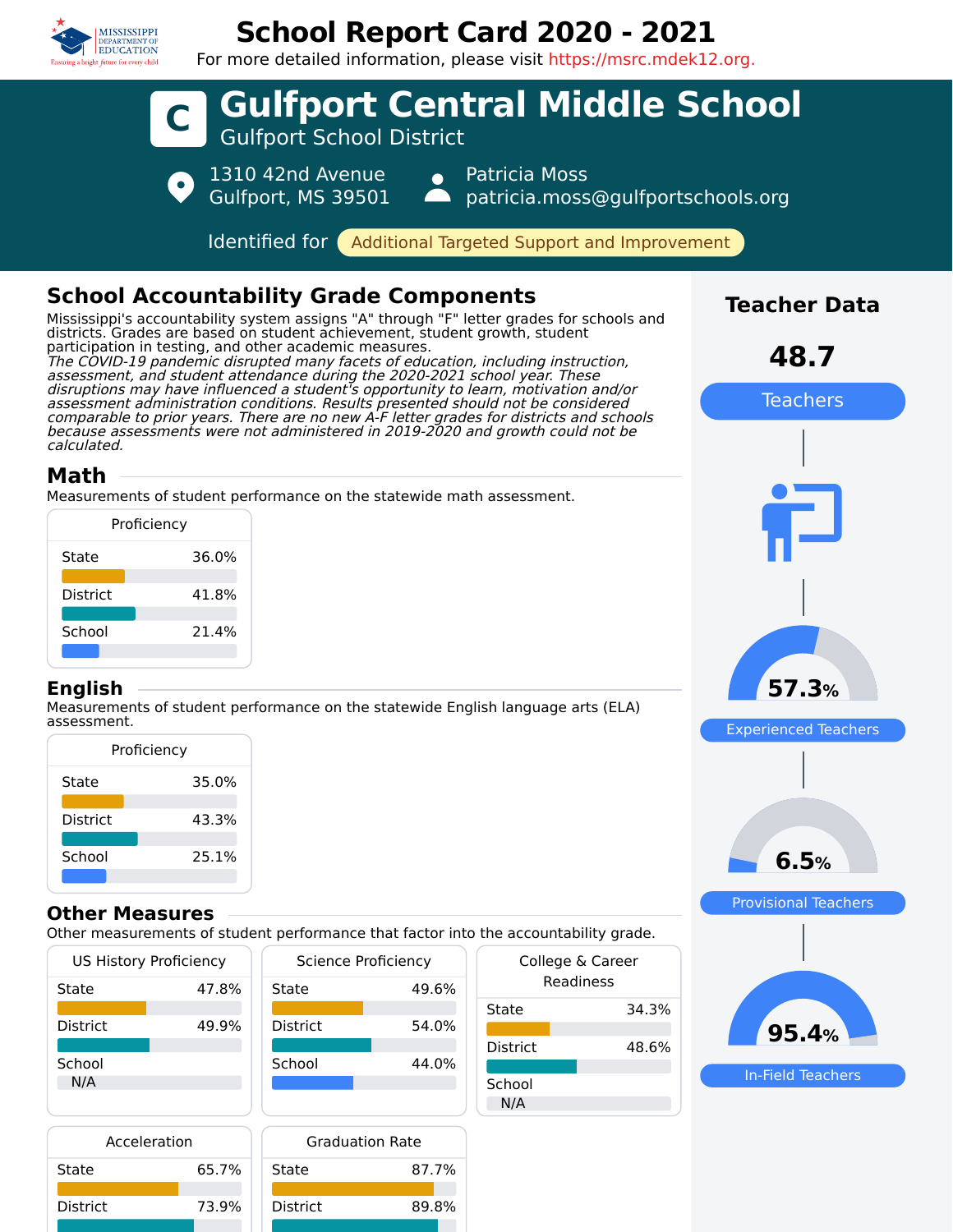# School Report Card 2020 - 2021

For more detailed information, please visit https://msrc.mdek12.org.

# C Gulfport Central Middle School

Gulfport School District

1310 42nd Avenue
Gulfport, MS 39501

Patricia Moss
patricia.moss@gulfportschools.org

Identified for Additional Targeted Support and Improvement

## School Accountability Grade Components

Mississippi's accountability system assigns "A" through "F" letter grades for schools and districts. Grades are based on student achievement, student growth, student participation in testing, and other academic measures.

*The COVID-19 pandemic disrupted many facets of education, including instruction, assessment, and student attendance during the 2020-2021 school year. These disruptions may have influenced a student's opportunity to learn, motivation and/or assessment administration conditions. Results presented should not be considered comparable to prior years. There are no new A-F letter grades for districts and schools because assessments were not administered in 2019-2020 and growth could not be calculated.*

### Math

Measurements of student performance on the statewide math assessment.

**Proficiency**

State 36.0%

District 41.8%

School 21.4%

### English

Measurements of student performance on the statewide English language arts (ELA) assessment.

**Proficiency**

State 35.0%

District 43.3%

School 25.1%

### Other Measures

Other measurements of student performance that factor into the accountability grade.

**US History Proficiency**

State 47.8%

District 49.9%

School N/A

**Science Proficiency**

State 49.6%

District 54.0%

School 44.0%

**College & Career Readiness**

State 34.3%

District 48.6%

School N/A

**Acceleration**

State 65.7%

District 73.9%

**Graduation Rate**

State 87.7%

District 89.8%

## Teacher Data

48.7
Teachers

57.3%
Experienced Teachers

6.5%
Provisional Teachers

95.4%
In-Field Teachers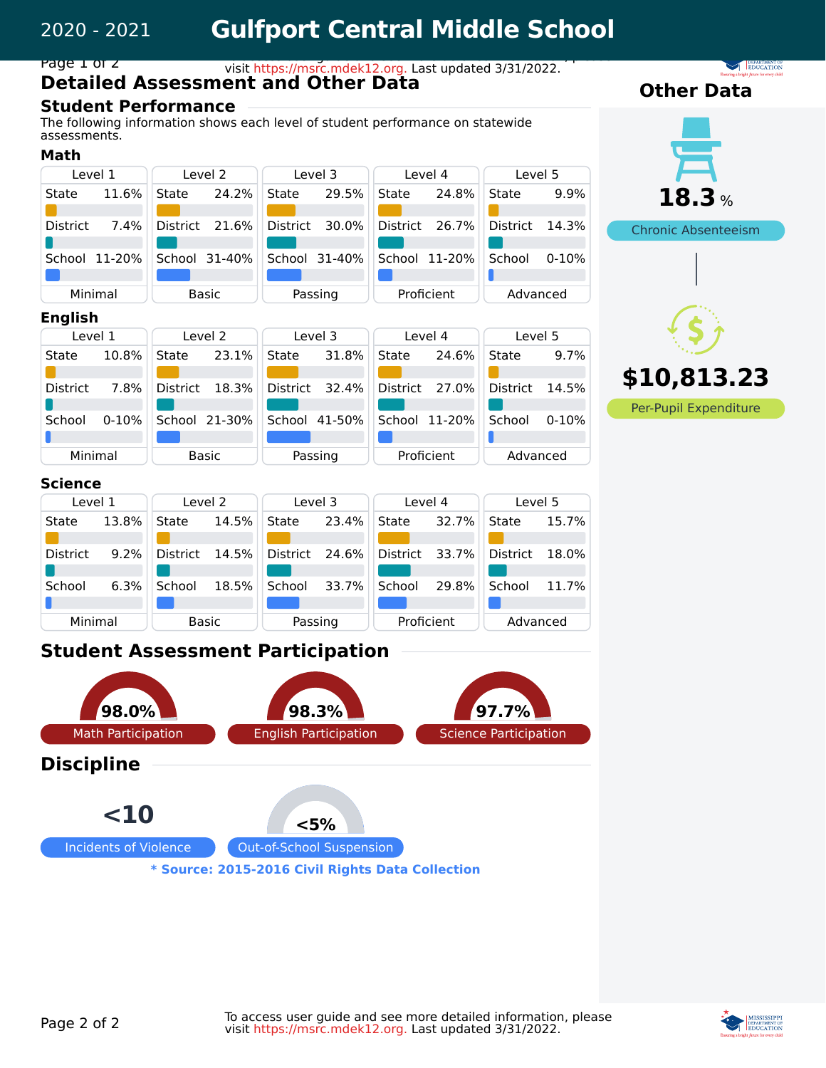# Gulfport Central Middle School

2020 - 2021

## Detailed Assessment and Other Data

### Student Performance

The following information shows each level of student performance on statewide assessments.

#### Math

| | Level 1 (Minimal) | Level 2 (Basic) | Level 3 (Passing) | Level 4 (Proficient) | Level 5 (Advanced) |
|---|---|---|---|---|---|
| State | 11.6% | 24.2% | 29.5% | 24.8% | 9.9% |
| District | 7.4% | 21.6% | 30.0% | 26.7% | 14.3% |
| School | 11-20% | 31-40% | 31-40% | 11-20% | 0-10% |

#### English

| | Level 1 (Minimal) | Level 2 (Basic) | Level 3 (Passing) | Level 4 (Proficient) | Level 5 (Advanced) |
|---|---|---|---|---|---|
| State | 10.8% | 23.1% | 31.8% | 24.6% | 9.7% |
| District | 7.8% | 18.3% | 32.4% | 27.0% | 14.5% |
| School | 0-10% | 21-30% | 41-50% | 11-20% | 0-10% |

#### Science

| | Level 1 (Minimal) | Level 2 (Basic) | Level 3 (Passing) | Level 4 (Proficient) | Level 5 (Advanced) |
|---|---|---|---|---|---|
| State | 13.8% | 14.5% | 23.4% | 32.7% | 15.7% |
| District | 9.2% | 14.5% | 24.6% | 33.7% | 18.0% |
| School | 6.3% | 18.5% | 33.7% | 29.8% | 11.7% |

### Student Assessment Participation

98.0%
Math Participation

98.3%
English Participation

97.7%
Science Participation

### Discipline

<10
Incidents of Violence

<5%
Out-of-School Suspension

**\* Source: 2015-2016 Civil Rights Data Collection**

## Other Data

18.3 %
Chronic Absenteeism

$10,813.23
Per-Pupil Expenditure

To access user guide and see more detailed information, please visit https://msrc.mdek12.org. Last updated 3/31/2022.